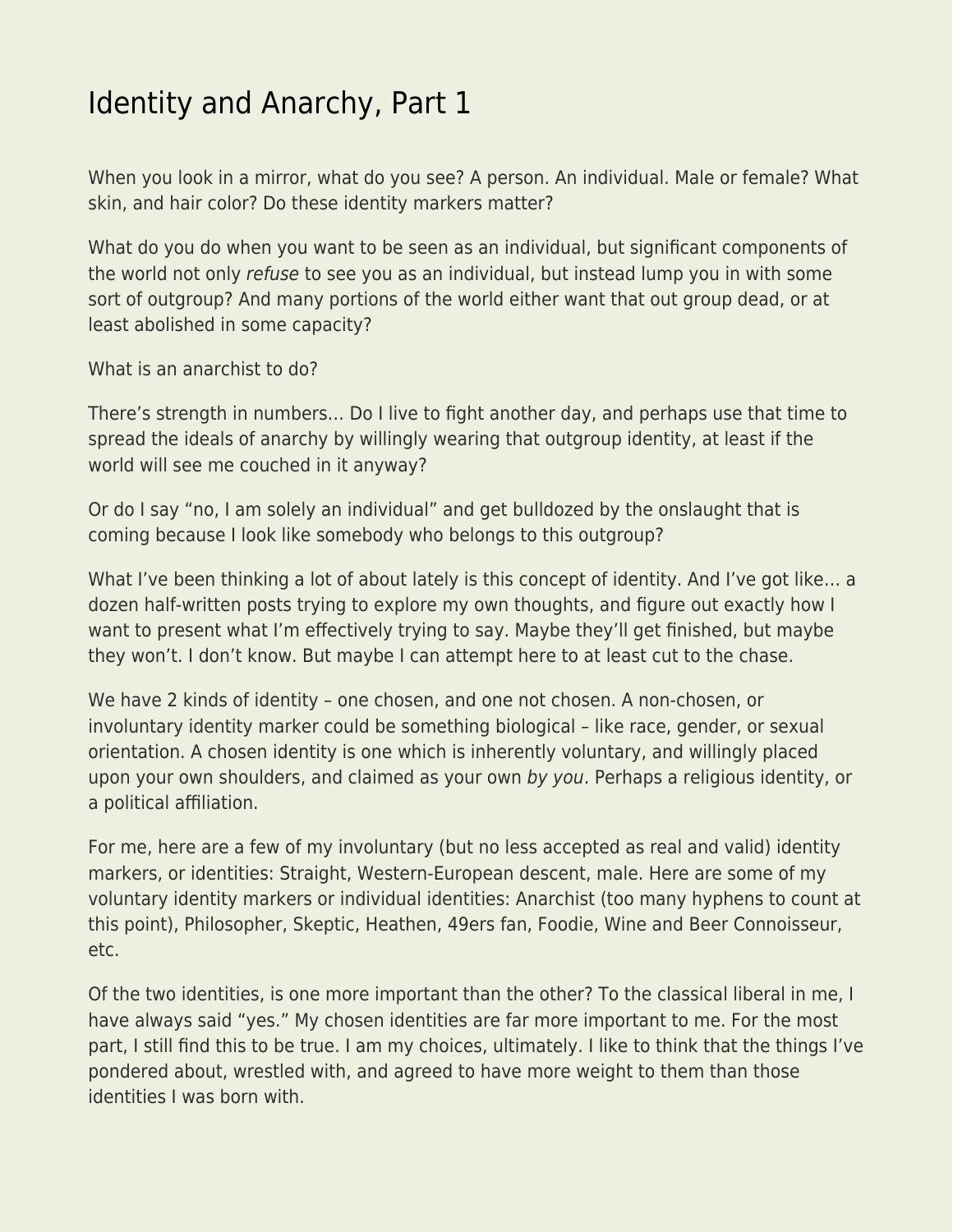# Identity and Anarchy, Part 1

When you look in a mirror, what do you see? A person. An individual. Male or female? What skin, and hair color? Do these identity markers matter?

What do you do when you want to be seen as an individual, but significant components of the world not only *refuse* to see you as an individual, but instead lump you in with some sort of outgroup? And many portions of the world either want that out group dead, or at least abolished in some capacity?

What is an anarchist to do?

There's strength in numbers… Do I live to fight another day, and perhaps use that time to spread the ideals of anarchy by willingly wearing that outgroup identity, at least if the world will see me couched in it anyway?

Or do I say "no, I am solely an individual" and get bulldozed by the onslaught that is coming because I look like somebody who belongs to this outgroup?

What I've been thinking a lot of about lately is this concept of identity. And I've got like… a dozen half-written posts trying to explore my own thoughts, and figure out exactly how I want to present what I'm effectively trying to say. Maybe they'll get finished, but maybe they won't. I don't know. But maybe I can attempt here to at least cut to the chase.

We have 2 kinds of identity – one chosen, and one not chosen. A non-chosen, or involuntary identity marker could be something biological – like race, gender, or sexual orientation. A chosen identity is one which is inherently voluntary, and willingly placed upon your own shoulders, and claimed as your own *by you*. Perhaps a religious identity, or a political affiliation.

For me, here are a few of my involuntary (but no less accepted as real and valid) identity markers, or identities: Straight, Western-European descent, male. Here are some of my voluntary identity markers or individual identities: Anarchist (too many hyphens to count at this point), Philosopher, Skeptic, Heathen, 49ers fan, Foodie, Wine and Beer Connoisseur, etc.

Of the two identities, is one more important than the other? To the classical liberal in me, I have always said "yes." My chosen identities are far more important to me. For the most part, I still find this to be true. I am my choices, ultimately. I like to think that the things I've pondered about, wrestled with, and agreed to have more weight to them than those identities I was born with.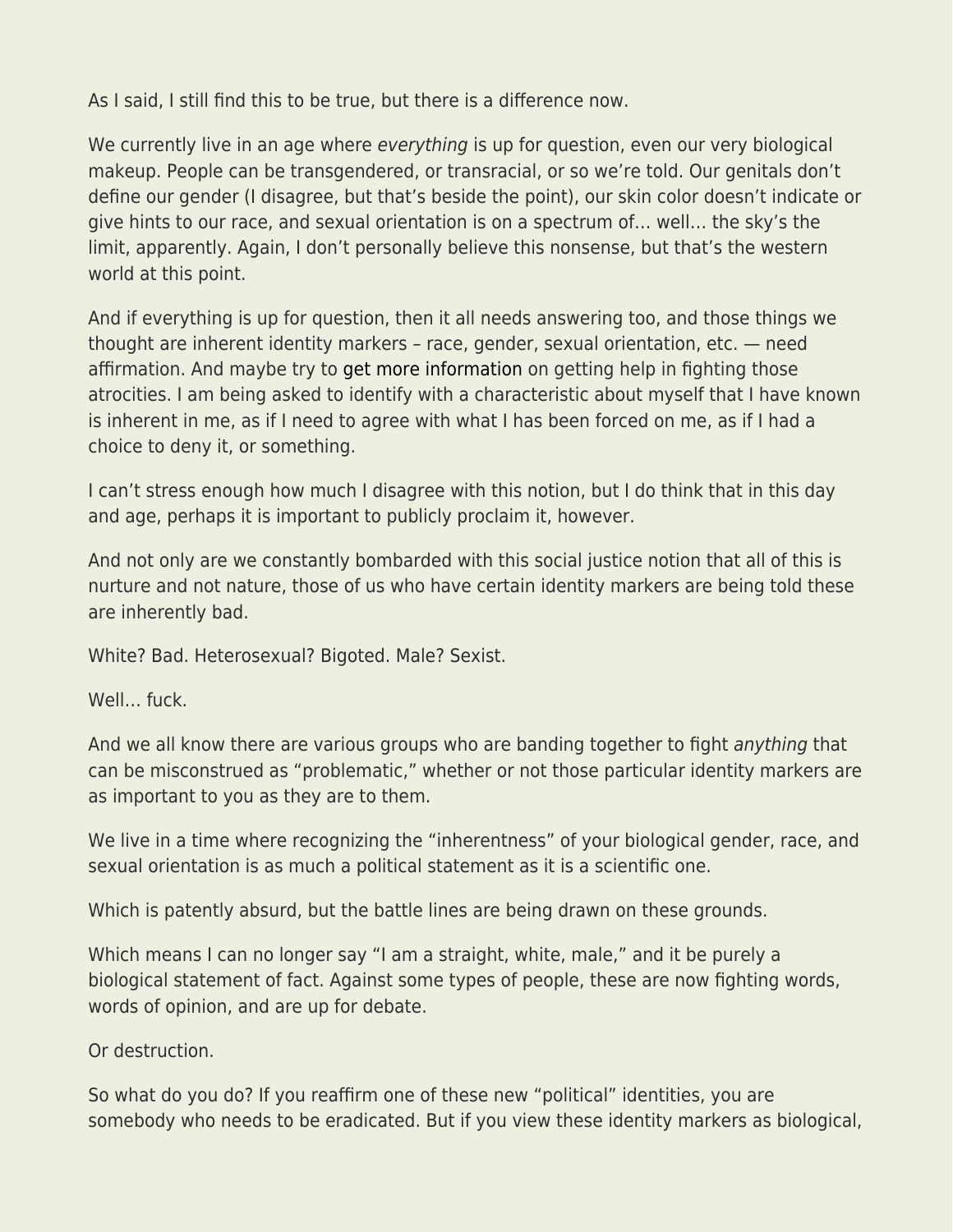As I said, I still find this to be true, but there is a difference now.

We currently live in an age where *everything* is up for question, even our very biological makeup. People can be transgendered, or transracial, or so we're told. Our genitals don't define our gender (I disagree, but that's beside the point), our skin color doesn't indicate or give hints to our race, and sexual orientation is on a spectrum of… well… the sky's the limit, apparently. Again, I don't personally believe this nonsense, but that's the western world at this point.

And if everything is up for question, then it all needs answering too, and those things we thought are inherent identity markers – race, gender, sexual orientation, etc. — need affirmation. And maybe try to get more information on getting help in fighting those atrocities. I am being asked to identify with a characteristic about myself that I have known is inherent in me, as if I need to agree with what I has been forced on me, as if I had a choice to deny it, or something.

I can't stress enough how much I disagree with this notion, but I do think that in this day and age, perhaps it is important to publicly proclaim it, however.

And not only are we constantly bombarded with this social justice notion that all of this is nurture and not nature, those of us who have certain identity markers are being told these are inherently bad.

White? Bad. Heterosexual? Bigoted. Male? Sexist.

Well… fuck.

And we all know there are various groups who are banding together to fight *anything* that can be misconstrued as "problematic," whether or not those particular identity markers are as important to you as they are to them.

We live in a time where recognizing the "inherentness" of your biological gender, race, and sexual orientation is as much a political statement as it is a scientific one.

Which is patently absurd, but the battle lines are being drawn on these grounds.

Which means I can no longer say "I am a straight, white, male," and it be purely a biological statement of fact. Against some types of people, these are now fighting words, words of opinion, and are up for debate.

Or destruction.

So what do you do? If you reaffirm one of these new "political" identities, you are somebody who needs to be eradicated. But if you view these identity markers as biological,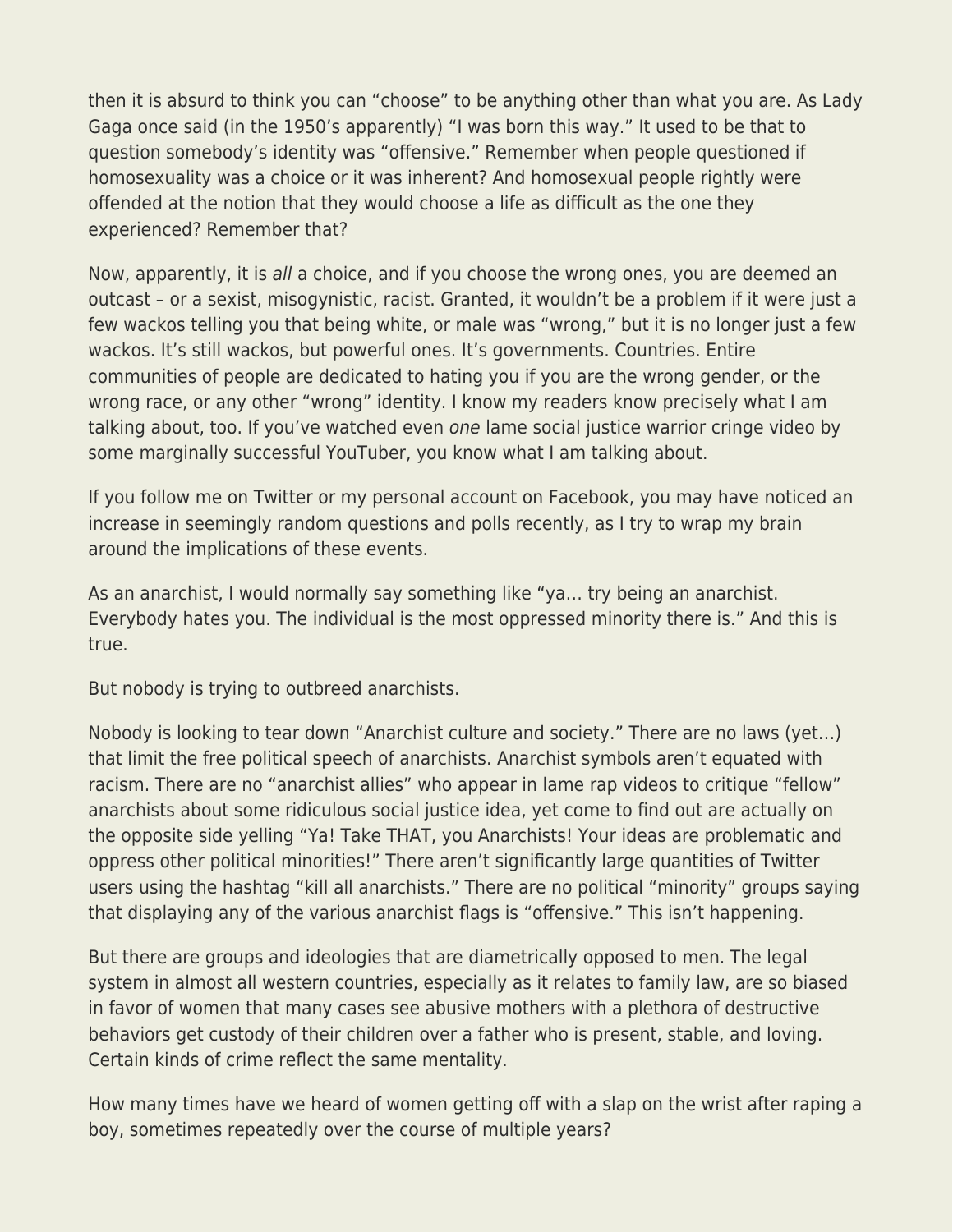then it is absurd to think you can "choose" to be anything other than what you are. As Lady Gaga once said (in the 1950's apparently) "I was born this way." It used to be that to question somebody's identity was "offensive." Remember when people questioned if homosexuality was a choice or it was inherent? And homosexual people rightly were offended at the notion that they would choose a life as difficult as the one they experienced? Remember that?

Now, apparently, it is *all* a choice, and if you choose the wrong ones, you are deemed an outcast – or a sexist, misogynistic, racist. Granted, it wouldn't be a problem if it were just a few wackos telling you that being white, or male was "wrong," but it is no longer just a few wackos. It's still wackos, but powerful ones. It's governments. Countries. Entire communities of people are dedicated to hating you if you are the wrong gender, or the wrong race, or any other "wrong" identity. I know my readers know precisely what I am talking about, too. If you've watched even *one* lame social justice warrior cringe video by some marginally successful YouTuber, you know what I am talking about.

If you follow me on Twitter or my personal account on Facebook, you may have noticed an increase in seemingly random questions and polls recently, as I try to wrap my brain around the implications of these events.

As an anarchist, I would normally say something like "ya… try being an anarchist. Everybody hates you. The individual is the most oppressed minority there is." And this is true.

But nobody is trying to outbreed anarchists.

Nobody is looking to tear down "Anarchist culture and society." There are no laws (yet…) that limit the free political speech of anarchists. Anarchist symbols aren't equated with racism. There are no "anarchist allies" who appear in lame rap videos to critique "fellow" anarchists about some ridiculous social justice idea, yet come to find out are actually on the opposite side yelling "Ya! Take THAT, you Anarchists! Your ideas are problematic and oppress other political minorities!" There aren't significantly large quantities of Twitter users using the hashtag "kill all anarchists." There are no political "minority" groups saying that displaying any of the various anarchist flags is "offensive." This isn't happening.

But there are groups and ideologies that are diametrically opposed to men. The legal system in almost all western countries, especially as it relates to family law, are so biased in favor of women that many cases see abusive mothers with a plethora of destructive behaviors get custody of their children over a father who is present, stable, and loving. Certain kinds of crime reflect the same mentality.

How many times have we heard of women getting off with a slap on the wrist after raping a boy, sometimes repeatedly over the course of multiple years?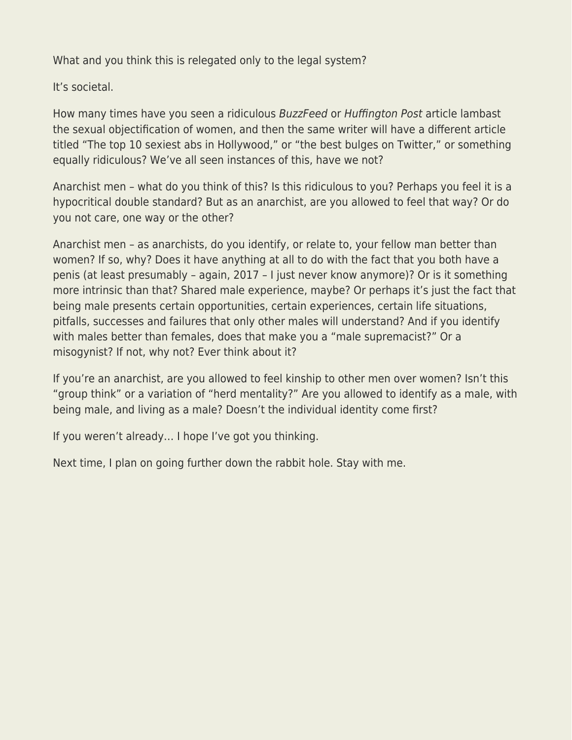What and you think this is relegated only to the legal system?

It's societal.

How many times have you seen a ridiculous *BuzzFeed* or *Huffington Post* article lambast the sexual objectification of women, and then the same writer will have a different article titled "The top 10 sexiest abs in Hollywood," or "the best bulges on Twitter," or something equally ridiculous? We've all seen instances of this, have we not?

Anarchist men – what do you think of this? Is this ridiculous to you? Perhaps you feel it is a hypocritical double standard? But as an anarchist, are you allowed to feel that way? Or do you not care, one way or the other?

Anarchist men – as anarchists, do you identify, or relate to, your fellow man better than women? If so, why? Does it have anything at all to do with the fact that you both have a penis (at least presumably – again, 2017 – I just never know anymore)? Or is it something more intrinsic than that? Shared male experience, maybe? Or perhaps it's just the fact that being male presents certain opportunities, certain experiences, certain life situations, pitfalls, successes and failures that only other males will understand? And if you identify with males better than females, does that make you a "male supremacist?" Or a misogynist? If not, why not? Ever think about it?

If you're an anarchist, are you allowed to feel kinship to other men over women? Isn't this "group think" or a variation of "herd mentality?" Are you allowed to identify as a male, with being male, and living as a male? Doesn't the individual identity come first?

If you weren't already… I hope I've got you thinking.

Next time, I plan on going further down the rabbit hole. Stay with me.